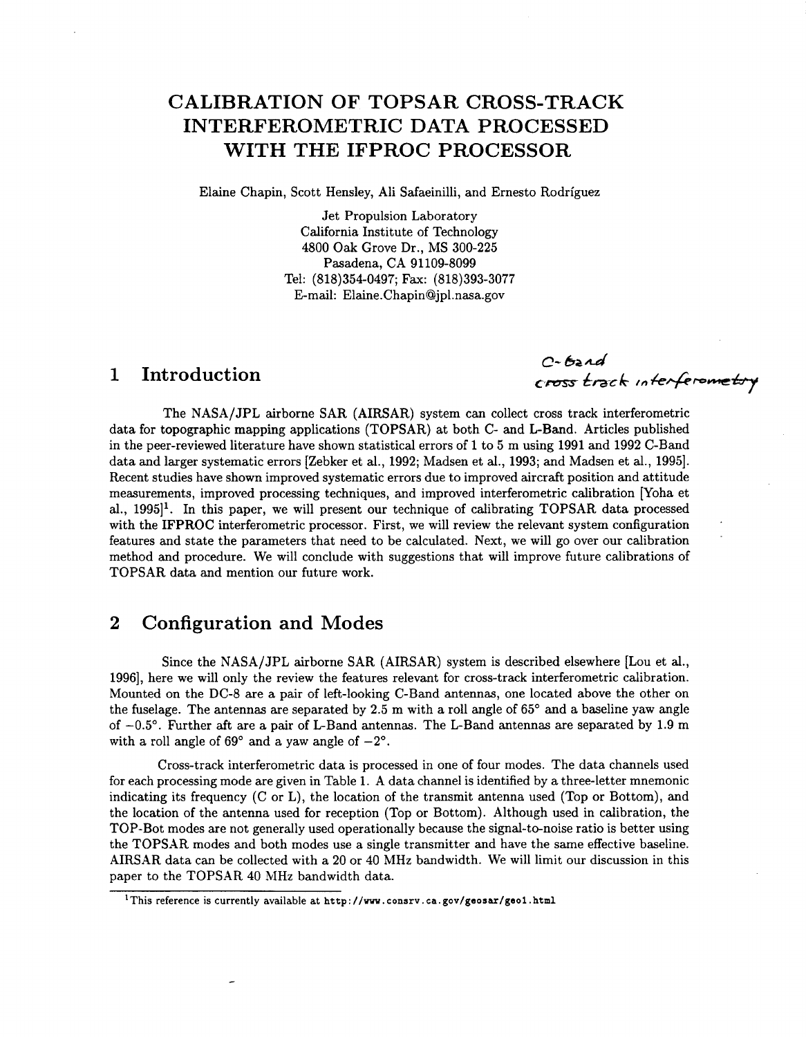# CALIBRATION OF TOPSAR CROSS-TRACK INTERFEROMETRIC DATA PROCESSED WITH THE IFPROC PROCESSOR

Elaine Chapin, Scott Hensley, Ali Safaeinilli, and Ernesto Rodríguez

Jet Propulsion Laboratory
California Institute of Technology
4800 Oak Grove Dr., MS 300-225
Pasadena, CA 91109-8099
Tel: (818)354-0497; Fax: (818)393-3077
E-mail: Elaine.Chapin@jpl.nasa.gov

## 1 Introduction

C-band cross track interferometry

The NASA/JPL airborne SAR (AIRSAR) system can collect cross track interferometric data for topographic mapping applications (TOPSAR) at both C- and L-Band. Articles published in the peer-reviewed literature have shown statistical errors of 1 to 5 m using 1991 and 1992 C-Band data and larger systematic errors [Zebker et al., 1992; Madsen et al., 1993; and Madsen et al., 1995]. Recent studies have shown improved systematic errors due to improved aircraft position and attitude measurements, improved processing techniques, and improved interferometric calibration [Yoha et al., 1995][1]. In this paper, we will present our technique of calibrating TOPSAR data processed with the IFPROC interferometric processor. First, we will review the relevant system configuration features and state the parameters that need to be calculated. Next, we will go over our calibration method and procedure. We will conclude with suggestions that will improve future calibrations of TOPSAR data and mention our future work.

## 2 Configuration and Modes

Since the NASA/JPL airborne SAR (AIRSAR) system is described elsewhere [Lou et al., 1996], here we will only the review the features relevant for cross-track interferometric calibration. Mounted on the DC-8 are a pair of left-looking C-Band antennas, one located above the other on the fuselage. The antennas are separated by 2.5 m with a roll angle of 65° and a baseline yaw angle of −0.5°. Further aft are a pair of L-Band antennas. The L-Band antennas are separated by 1.9 m with a roll angle of 69° and a yaw angle of −2°.

Cross-track interferometric data is processed in one of four modes. The data channels used for each processing mode are given in Table 1. A data channel is identified by a three-letter mnemonic indicating its frequency (C or L), the location of the transmit antenna used (Top or Bottom), and the location of the antenna used for reception (Top or Bottom). Although used in calibration, the TOP-Bot modes are not generally used operationally because the signal-to-noise ratio is better using the TOPSAR modes and both modes use a single transmitter and have the same effective baseline. AIRSAR data can be collected with a 20 or 40 MHz bandwidth. We will limit our discussion in this paper to the TOPSAR 40 MHz bandwidth data.

[1] This reference is currently available at http://www.consrv.ca.gov/geosar/geo1.html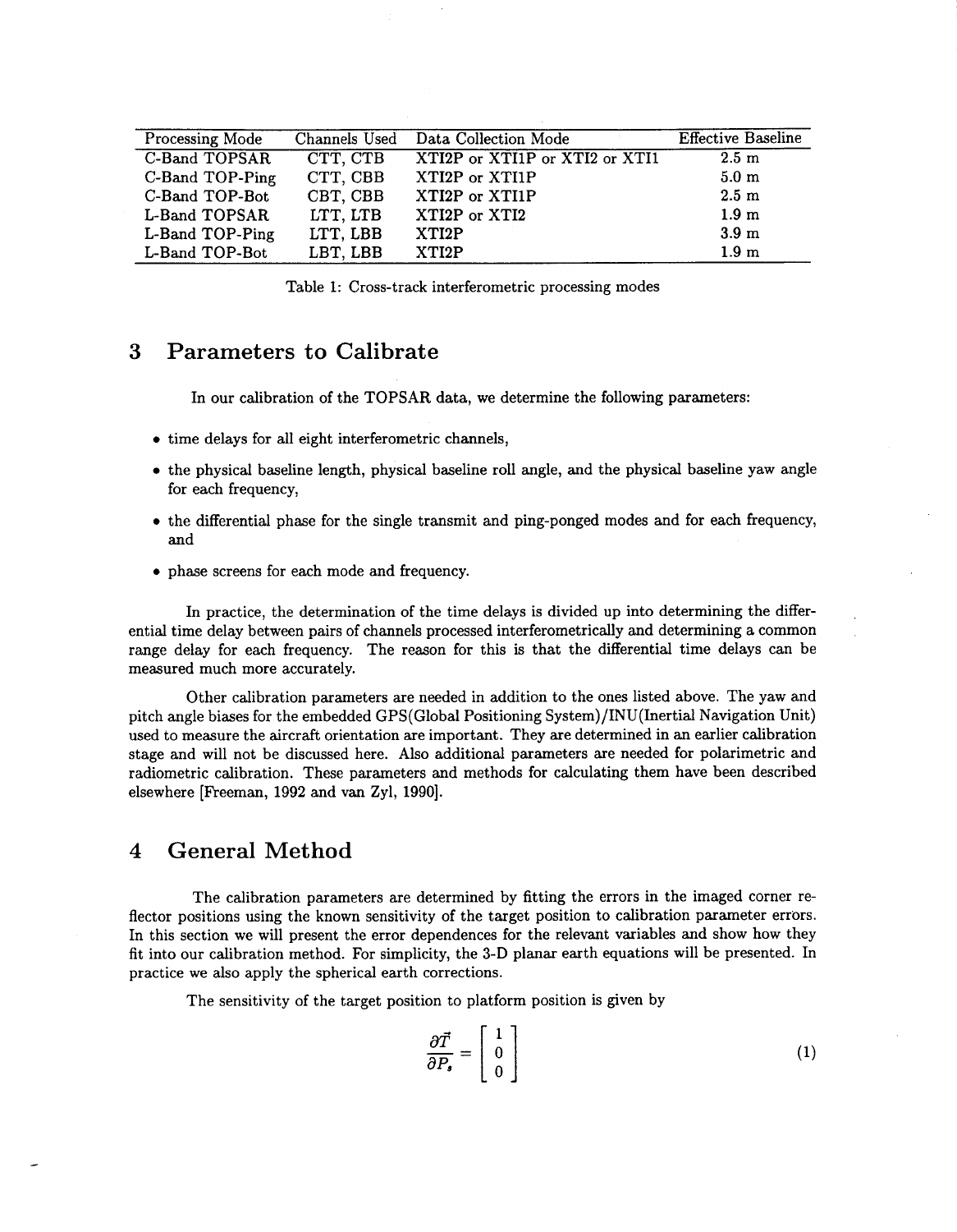| Processing Mode | Channels Used | Data Collection Mode | Effective Baseline |
|---|---|---|---|
| C-Band TOPSAR | CTT, CTB | XTI2P or XTI1P or XTI2 or XTI1 | 2.5 m |
| C-Band TOP-Ping | CTT, CBB | XTI2P or XTI1P | 5.0 m |
| C-Band TOP-Bot | CBT, CBB | XTI2P or XTI1P | 2.5 m |
| L-Band TOPSAR | LTT, LTB | XTI2P or XTI2 | 1.9 m |
| L-Band TOP-Ping | LTT, LBB | XTI2P | 3.9 m |
| L-Band TOP-Bot | LBT, LBB | XTI2P | 1.9 m |

Table 1: Cross-track interferometric processing modes

## 3 Parameters to Calibrate

In our calibration of the TOPSAR data, we determine the following parameters:

- time delays for all eight interferometric channels,
- the physical baseline length, physical baseline roll angle, and the physical baseline yaw angle for each frequency,
- the differential phase for the single transmit and ping-ponged modes and for each frequency, and
- phase screens for each mode and frequency.

In practice, the determination of the time delays is divided up into determining the differential time delay between pairs of channels processed interferometrically and determining a common range delay for each frequency. The reason for this is that the differential time delays can be measured much more accurately.

Other calibration parameters are needed in addition to the ones listed above. The yaw and pitch angle biases for the embedded GPS(Global Positioning System)/INU(Inertial Navigation Unit) used to measure the aircraft orientation are important. They are determined in an earlier calibration stage and will not be discussed here. Also additional parameters are needed for polarimetric and radiometric calibration. These parameters and methods for calculating them have been described elsewhere [Freeman, 1992 and van Zyl, 1990].

## 4 General Method

The calibration parameters are determined by fitting the errors in the imaged corner reflector positions using the known sensitivity of the target position to calibration parameter errors. In this section we will present the error dependences for the relevant variables and show how they fit into our calibration method. For simplicity, the 3-D planar earth equations will be presented. In practice we also apply the spherical earth corrections.

The sensitivity of the target position to platform position is given by

$$\frac{\partial \vec{T}}{\partial P_s} = \begin{bmatrix} 1 \\ 0 \\ 0 \end{bmatrix} \tag{1}$$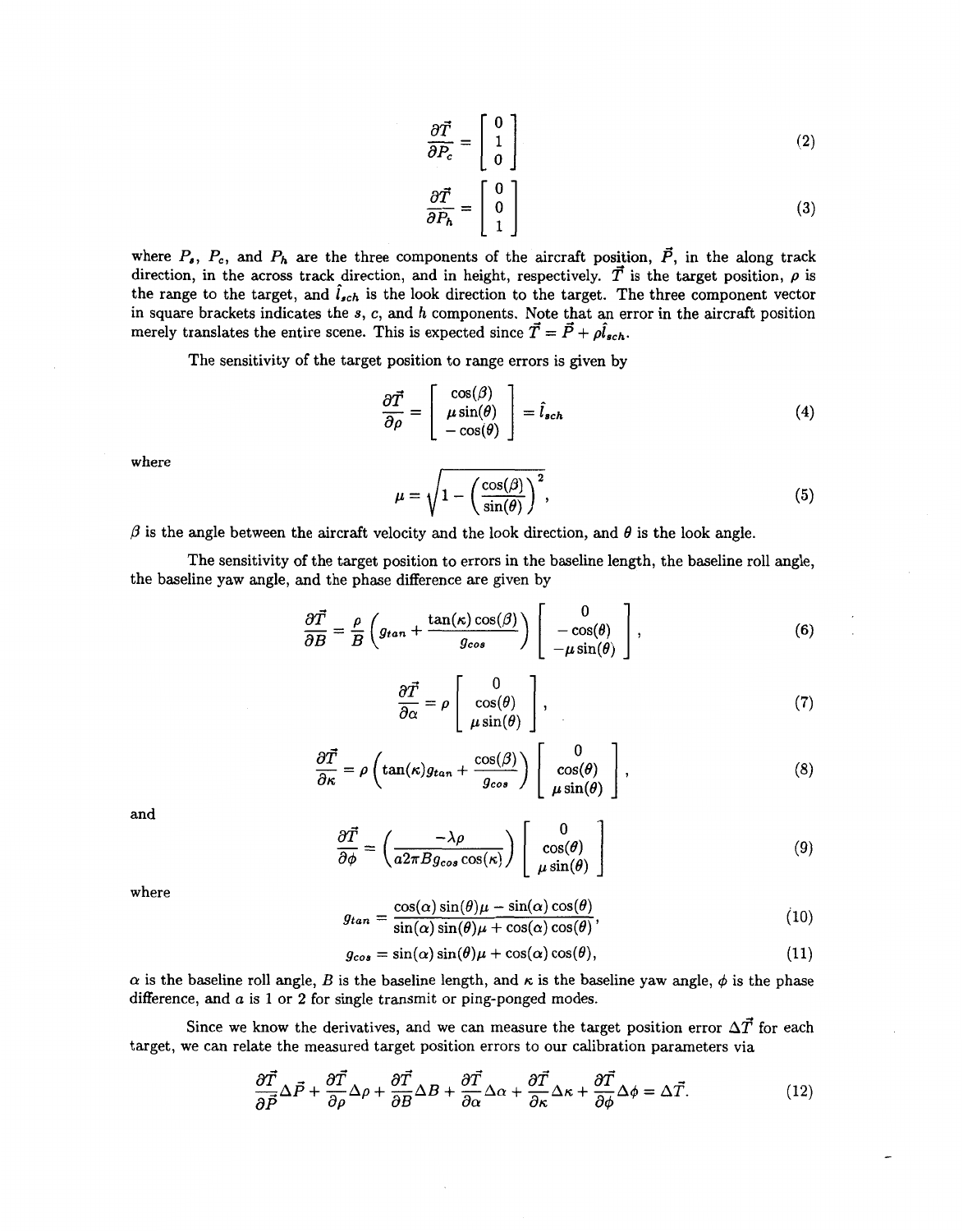$$\frac{\partial \vec{T}}{\partial P_c} = \begin{bmatrix} 0 \\ 1 \\ 0 \end{bmatrix} \tag{2}$$

$$\frac{\partial \vec{T}}{\partial P_h} = \begin{bmatrix} 0 \\ 0 \\ 1 \end{bmatrix} \tag{3}$$

where $P_s$, $P_c$, and $P_h$ are the three components of the aircraft position, $\vec{P}$, in the along track direction, in the across track direction, and in height, respectively. $\vec{T}$ is the target position, $\rho$ is the range to the target, and $\hat{l}_{sch}$ is the look direction to the target. The three component vector in square brackets indicates the $s$, $c$, and $h$ components. Note that an error in the aircraft position merely translates the entire scene. This is expected since $\vec{T} = \vec{P} + \rho\hat{l}_{sch}$.

The sensitivity of the target position to range errors is given by

$$\frac{\partial \vec{T}}{\partial \rho} = \begin{bmatrix} \cos(\beta) \\ \mu\sin(\theta) \\ -\cos(\theta) \end{bmatrix} = \hat{l}_{sch} \tag{4}$$

where

$$\mu = \sqrt{1 - \left(\frac{\cos(\beta)}{\sin(\theta)}\right)^2}, \tag{5}$$

$\beta$ is the angle between the aircraft velocity and the look direction, and $\theta$ is the look angle.

The sensitivity of the target position to errors in the baseline length, the baseline roll angle, the baseline yaw angle, and the phase difference are given by

$$\frac{\partial \vec{T}}{\partial B} = \frac{\rho}{B}\left(g_{tan} + \frac{\tan(\kappa)\cos(\beta)}{g_{cos}}\right)\begin{bmatrix} 0 \\ -\cos(\theta) \\ -\mu\sin(\theta) \end{bmatrix}, \tag{6}$$

$$\frac{\partial \vec{T}}{\partial \alpha} = \rho\begin{bmatrix} 0 \\ \cos(\theta) \\ \mu\sin(\theta) \end{bmatrix}, \tag{7}$$

$$\frac{\partial \vec{T}}{\partial \kappa} = \rho\left(\tan(\kappa)g_{tan} + \frac{\cos(\beta)}{g_{cos}}\right)\begin{bmatrix} 0 \\ \cos(\theta) \\ \mu\sin(\theta) \end{bmatrix}, \tag{8}$$

and

$$\frac{\partial \vec{T}}{\partial \phi} = \left(\frac{-\lambda\rho}{a2\pi Bg_{cos}\cos(\kappa)}\right)\begin{bmatrix} 0 \\ \cos(\theta) \\ \mu\sin(\theta) \end{bmatrix} \tag{9}$$

where

$$g_{tan} = \frac{\cos(\alpha)\sin(\theta)\mu - \sin(\alpha)\cos(\theta)}{\sin(\alpha)\sin(\theta)\mu + \cos(\alpha)\cos(\theta)}, \tag{10}$$

$$g_{cos} = \sin(\alpha)\sin(\theta)\mu + \cos(\alpha)\cos(\theta), \tag{11}$$

$\alpha$ is the baseline roll angle, $B$ is the baseline length, and $\kappa$ is the baseline yaw angle, $\phi$ is the phase difference, and $a$ is 1 or 2 for single transmit or ping-ponged modes.

Since we know the derivatives, and we can measure the target position error $\Delta\vec{T}$ for each target, we can relate the measured target position errors to our calibration parameters via

$$\frac{\partial \vec{T}}{\partial \vec{P}}\Delta\vec{P} + \frac{\partial \vec{T}}{\partial \rho}\Delta\rho + \frac{\partial \vec{T}}{\partial B}\Delta B + \frac{\partial \vec{T}}{\partial \alpha}\Delta\alpha + \frac{\partial \vec{T}}{\partial \kappa}\Delta\kappa + \frac{\partial \vec{T}}{\partial \phi}\Delta\phi = \Delta\vec{T}. \tag{12}$$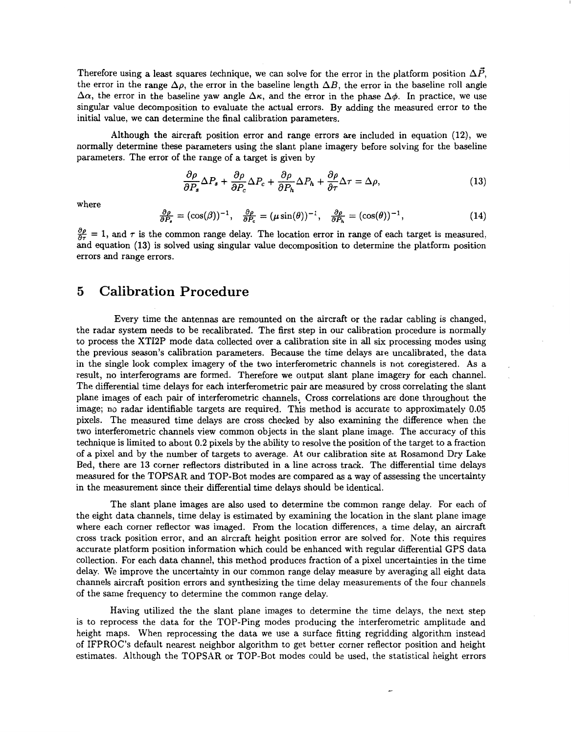Therefore using a least squares technique, we can solve for the error in the platform position $\Delta\vec{P}$, the error in the range $\Delta\rho$, the error in the baseline length $\Delta B$, the error in the baseline roll angle $\Delta\alpha$, the error in the baseline yaw angle $\Delta\kappa$, and the error in the phase $\Delta\phi$. In practice, we use singular value decomposition to evaluate the actual errors. By adding the measured error to the initial value, we can determine the final calibration parameters.

Although the aircraft position error and range errors are included in equation (12), we normally determine these parameters using the slant plane imagery before solving for the baseline parameters. The error of the range of a target is given by

$$\frac{\partial\rho}{\partial P_s}\Delta P_s + \frac{\partial\rho}{\partial P_c}\Delta P_c + \frac{\partial\rho}{\partial P_h}\Delta P_h + \frac{\partial\rho}{\partial\tau}\Delta\tau = \Delta\rho, \tag{13}$$

where

$$\tfrac{\partial\rho}{\partial P_s} = (\cos(\beta))^{-1}, \quad \tfrac{\partial\rho}{\partial P_c} = (\mu\sin(\theta))^{-1}, \quad \tfrac{\partial\rho}{\partial P_h} = (\cos(\theta))^{-1}, \tag{14}$$

$\frac{\partial\rho}{\partial\tau} = 1$, and $\tau$ is the common range delay. The location error in range of each target is measured, and equation (13) is solved using singular value decomposition to determine the platform position errors and range errors.

# 5 Calibration Procedure

Every time the antennas are remounted on the aircraft or the radar cabling is changed, the radar system needs to be recalibrated. The first step in our calibration procedure is normally to process the XTI2P mode data collected over a calibration site in all six processing modes using the previous season's calibration parameters. Because the time delays are uncalibrated, the data in the single look complex imagery of the two interferometric channels is not coregistered. As a result, no interferograms are formed. Therefore we output slant plane imagery for each channel. The differential time delays for each interferometric pair are measured by cross correlating the slant plane images of each pair of interferometric channels. Cross correlations are done throughout the image; no radar identifiable targets are required. This method is accurate to approximately 0.05 pixels. The measured time delays are cross checked by also examining the difference when the two interferometric channels view common objects in the slant plane image. The accuracy of this technique is limited to about 0.2 pixels by the ability to resolve the position of the target to a fraction of a pixel and by the number of targets to average. At our calibration site at Rosamond Dry Lake Bed, there are 13 corner reflectors distributed in a line across track. The differential time delays measured for the TOPSAR and TOP-Bot modes are compared as a way of assessing the uncertainty in the measurement since their differential time delays should be identical.

The slant plane images are also used to determine the common range delay. For each of the eight data channels, time delay is estimated by examining the location in the slant plane image where each corner reflector was imaged. From the location differences, a time delay, an aircraft cross track position error, and an aircraft height position error are solved for. Note this requires accurate platform position information which could be enhanced with regular differential GPS data collection. For each data channel, this method produces fraction of a pixel uncertainties in the time delay. We improve the uncertainty in our common range delay measure by averaging all eight data channels aircraft position errors and synthesizing the time delay measurements of the four channels of the same frequency to determine the common range delay.

Having utilized the the slant plane images to determine the time delays, the next step is to reprocess the data for the TOP-Ping modes producing the interferometric amplitude and height maps. When reprocessing the data we use a surface fitting regridding algorithm instead of IFPROC's default nearest neighbor algorithm to get better corner reflector position and height estimates. Although the TOPSAR or TOP-Bot modes could be used, the statistical height errors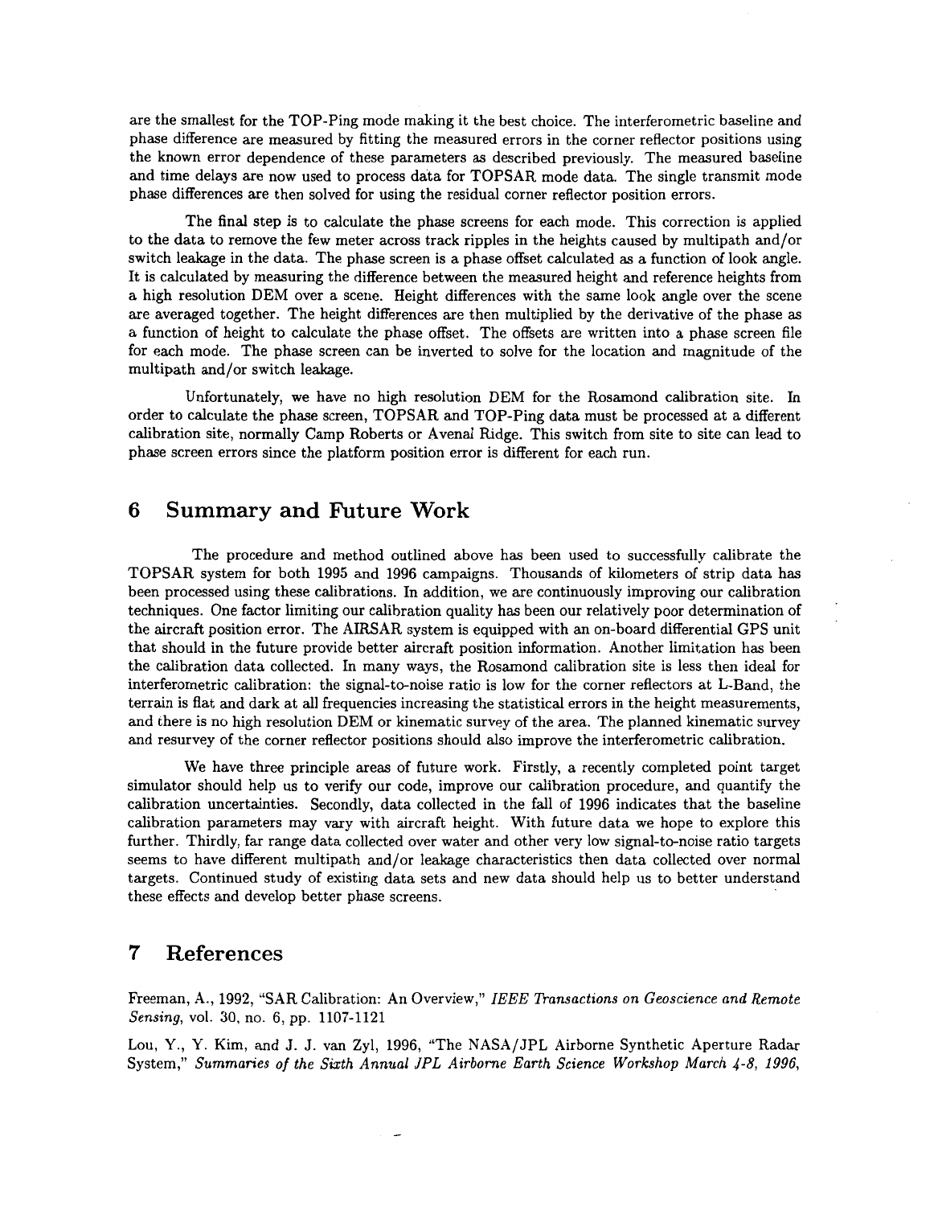are the smallest for the TOP-Ping mode making it the best choice. The interferometric baseline and phase difference are measured by fitting the measured errors in the corner reflector positions using the known error dependence of these parameters as described previously. The measured baseline and time delays are now used to process data for TOPSAR mode data. The single transmit mode phase differences are then solved for using the residual corner reflector position errors.

The final step is to calculate the phase screens for each mode. This correction is applied to the data to remove the few meter across track ripples in the heights caused by multipath and/or switch leakage in the data. The phase screen is a phase offset calculated as a function of look angle. It is calculated by measuring the difference between the measured height and reference heights from a high resolution DEM over a scene. Height differences with the same look angle over the scene are averaged together. The height differences are then multiplied by the derivative of the phase as a function of height to calculate the phase offset. The offsets are written into a phase screen file for each mode. The phase screen can be inverted to solve for the location and magnitude of the multipath and/or switch leakage.

Unfortunately, we have no high resolution DEM for the Rosamond calibration site. In order to calculate the phase screen, TOPSAR and TOP-Ping data must be processed at a different calibration site, normally Camp Roberts or Avenal Ridge. This switch from site to site can lead to phase screen errors since the platform position error is different for each run.

# 6 Summary and Future Work

The procedure and method outlined above has been used to successfully calibrate the TOPSAR system for both 1995 and 1996 campaigns. Thousands of kilometers of strip data has been processed using these calibrations. In addition, we are continuously improving our calibration techniques. One factor limiting our calibration quality has been our relatively poor determination of the aircraft position error. The AIRSAR system is equipped with an on-board differential GPS unit that should in the future provide better aircraft position information. Another limitation has been the calibration data collected. In many ways, the Rosamond calibration site is less then ideal for interferometric calibration: the signal-to-noise ratio is low for the corner reflectors at L-Band, the terrain is flat and dark at all frequencies increasing the statistical errors in the height measurements, and there is no high resolution DEM or kinematic survey of the area. The planned kinematic survey and resurvey of the corner reflector positions should also improve the interferometric calibration.

We have three principle areas of future work. Firstly, a recently completed point target simulator should help us to verify our code, improve our calibration procedure, and quantify the calibration uncertainties. Secondly, data collected in the fall of 1996 indicates that the baseline calibration parameters may vary with aircraft height. With future data we hope to explore this further. Thirdly, far range data collected over water and other very low signal-to-noise ratio targets seems to have different multipath and/or leakage characteristics then data collected over normal targets. Continued study of existing data sets and new data should help us to better understand these effects and develop better phase screens.

# 7 References

Freeman, A., 1992, "SAR Calibration: An Overview," *IEEE Transactions on Geoscience and Remote Sensing*, vol. 30, no. 6, pp. 1107-1121

Lou, Y., Y. Kim, and J. J. van Zyl, 1996, "The NASA/JPL Airborne Synthetic Aperture Radar System," *Summaries of the Sixth Annual JPL Airborne Earth Science Workshop March 4-8, 1996*,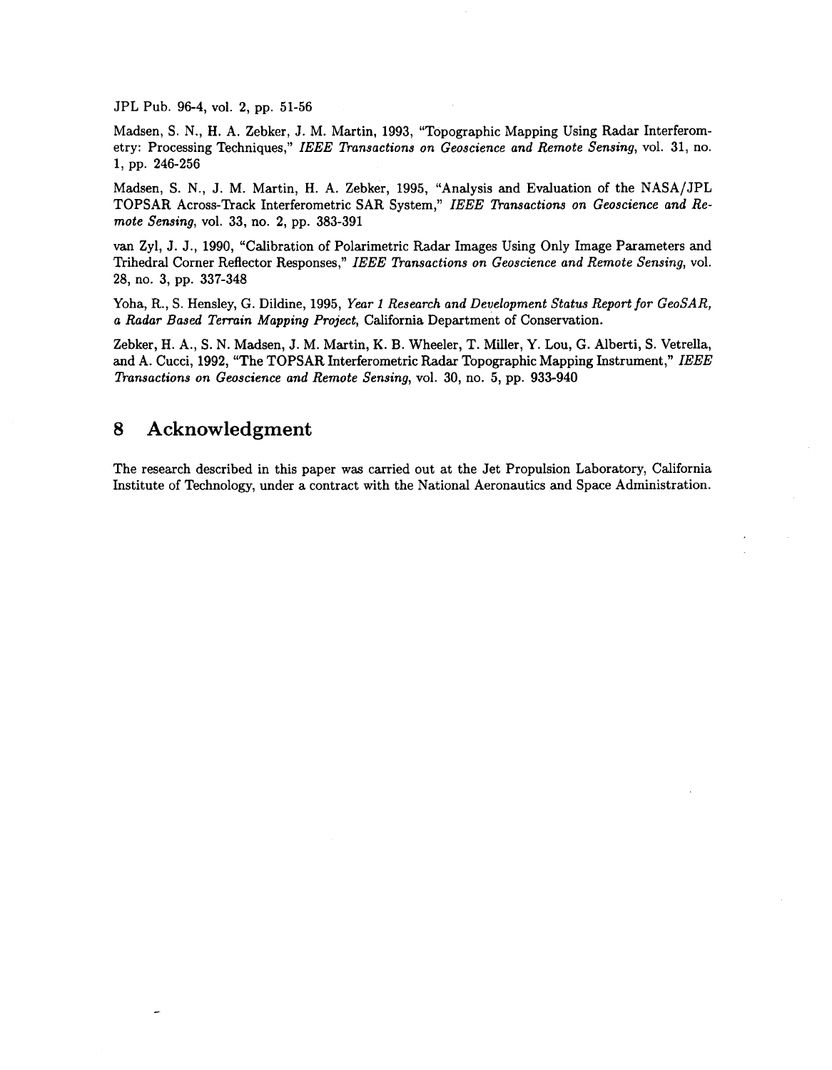JPL Pub. 96-4, vol. 2, pp. 51-56

Madsen, S. N., H. A. Zebker, J. M. Martin, 1993, "Topographic Mapping Using Radar Interferometry: Processing Techniques," *IEEE Transactions on Geoscience and Remote Sensing*, vol. 31, no. 1, pp. 246-256

Madsen, S. N., J. M. Martin, H. A. Zebker, 1995, "Analysis and Evaluation of the NASA/JPL TOPSAR Across-Track Interferometric SAR System," *IEEE Transactions on Geoscience and Remote Sensing*, vol. 33, no. 2, pp. 383-391

van Zyl, J. J., 1990, "Calibration of Polarimetric Radar Images Using Only Image Parameters and Trihedral Corner Reflector Responses," *IEEE Transactions on Geoscience and Remote Sensing*, vol. 28, no. 3, pp. 337-348

Yoha, R., S. Hensley, G. Dildine, 1995, *Year 1 Research and Development Status Report for GeoSAR, a Radar Based Terrain Mapping Project*, California Department of Conservation.

Zebker, H. A., S. N. Madsen, J. M. Martin, K. B. Wheeler, T. Miller, Y. Lou, G. Alberti, S. Vetrella, and A. Cucci, 1992, "The TOPSAR Interferometric Radar Topographic Mapping Instrument," *IEEE Transactions on Geoscience and Remote Sensing*, vol. 30, no. 5, pp. 933-940

# 8 Acknowledgment

The research described in this paper was carried out at the Jet Propulsion Laboratory, California Institute of Technology, under a contract with the National Aeronautics and Space Administration.